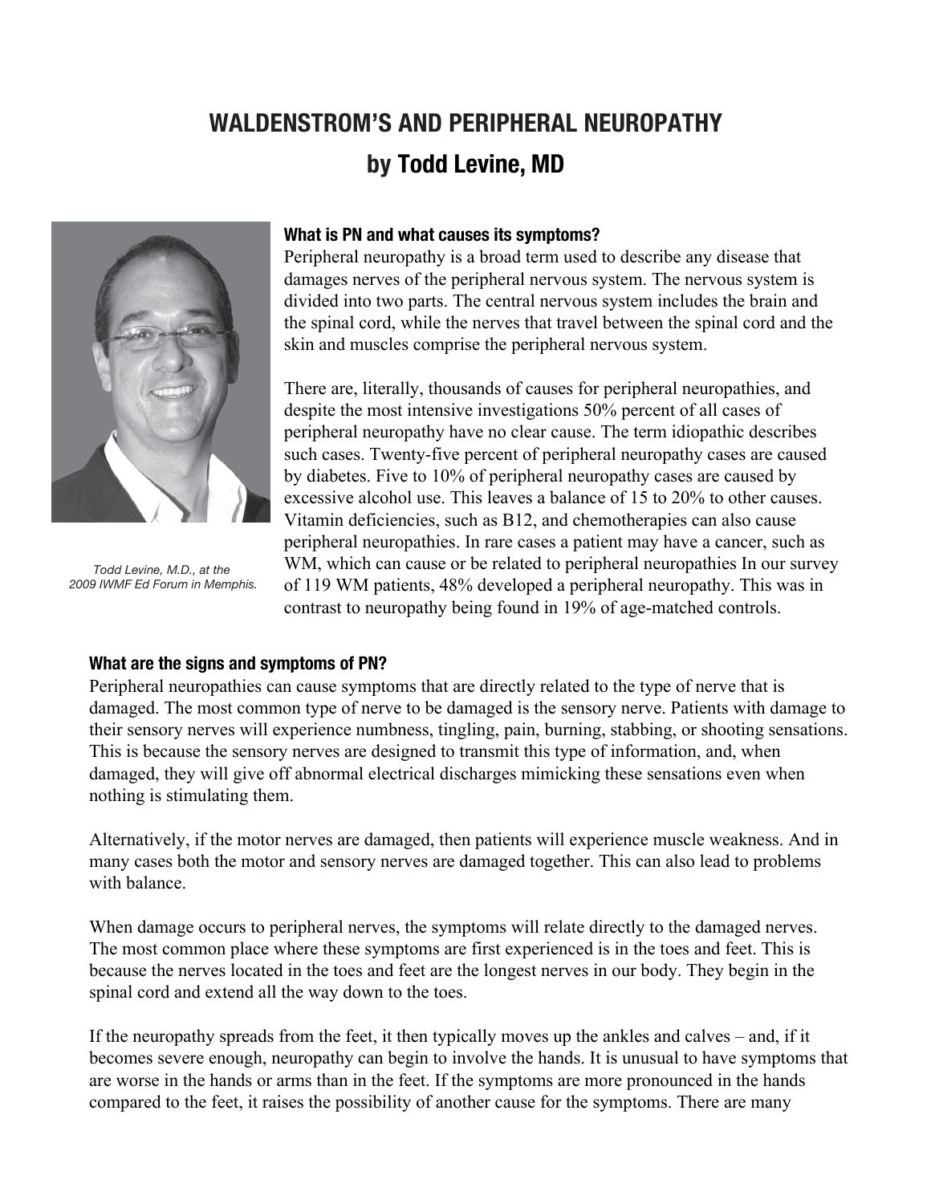# WALDENSTROM'S AND PERIPHERAL NEUROPATHY

## by Todd Levine, MD

*Todd Levine, M.D., at the 2009 IWMF Ed Forum in Memphis.*

### What is PN and what causes its symptoms?

Peripheral neuropathy is a broad term used to describe any disease that damages nerves of the peripheral nervous system. The nervous system is divided into two parts. The central nervous system includes the brain and the spinal cord, while the nerves that travel between the spinal cord and the skin and muscles comprise the peripheral nervous system.

There are, literally, thousands of causes for peripheral neuropathies, and despite the most intensive investigations 50% percent of all cases of peripheral neuropathy have no clear cause. The term idiopathic describes such cases. Twenty-five percent of peripheral neuropathy cases are caused by diabetes. Five to 10% of peripheral neuropathy cases are caused by excessive alcohol use. This leaves a balance of 15 to 20% to other causes. Vitamin deficiencies, such as B12, and chemotherapies can also cause peripheral neuropathies. In rare cases a patient may have a cancer, such as WM, which can cause or be related to peripheral neuropathies In our survey of 119 WM patients, 48% developed a peripheral neuropathy. This was in contrast to neuropathy being found in 19% of age-matched controls.

### What are the signs and symptoms of PN?

Peripheral neuropathies can cause symptoms that are directly related to the type of nerve that is damaged. The most common type of nerve to be damaged is the sensory nerve. Patients with damage to their sensory nerves will experience numbness, tingling, pain, burning, stabbing, or shooting sensations. This is because the sensory nerves are designed to transmit this type of information, and, when damaged, they will give off abnormal electrical discharges mimicking these sensations even when nothing is stimulating them.

Alternatively, if the motor nerves are damaged, then patients will experience muscle weakness. And in many cases both the motor and sensory nerves are damaged together. This can also lead to problems with balance.

When damage occurs to peripheral nerves, the symptoms will relate directly to the damaged nerves. The most common place where these symptoms are first experienced is in the toes and feet. This is because the nerves located in the toes and feet are the longest nerves in our body. They begin in the spinal cord and extend all the way down to the toes.

If the neuropathy spreads from the feet, it then typically moves up the ankles and calves – and, if it becomes severe enough, neuropathy can begin to involve the hands. It is unusual to have symptoms that are worse in the hands or arms than in the feet. If the symptoms are more pronounced in the hands compared to the feet, it raises the possibility of another cause for the symptoms. There are many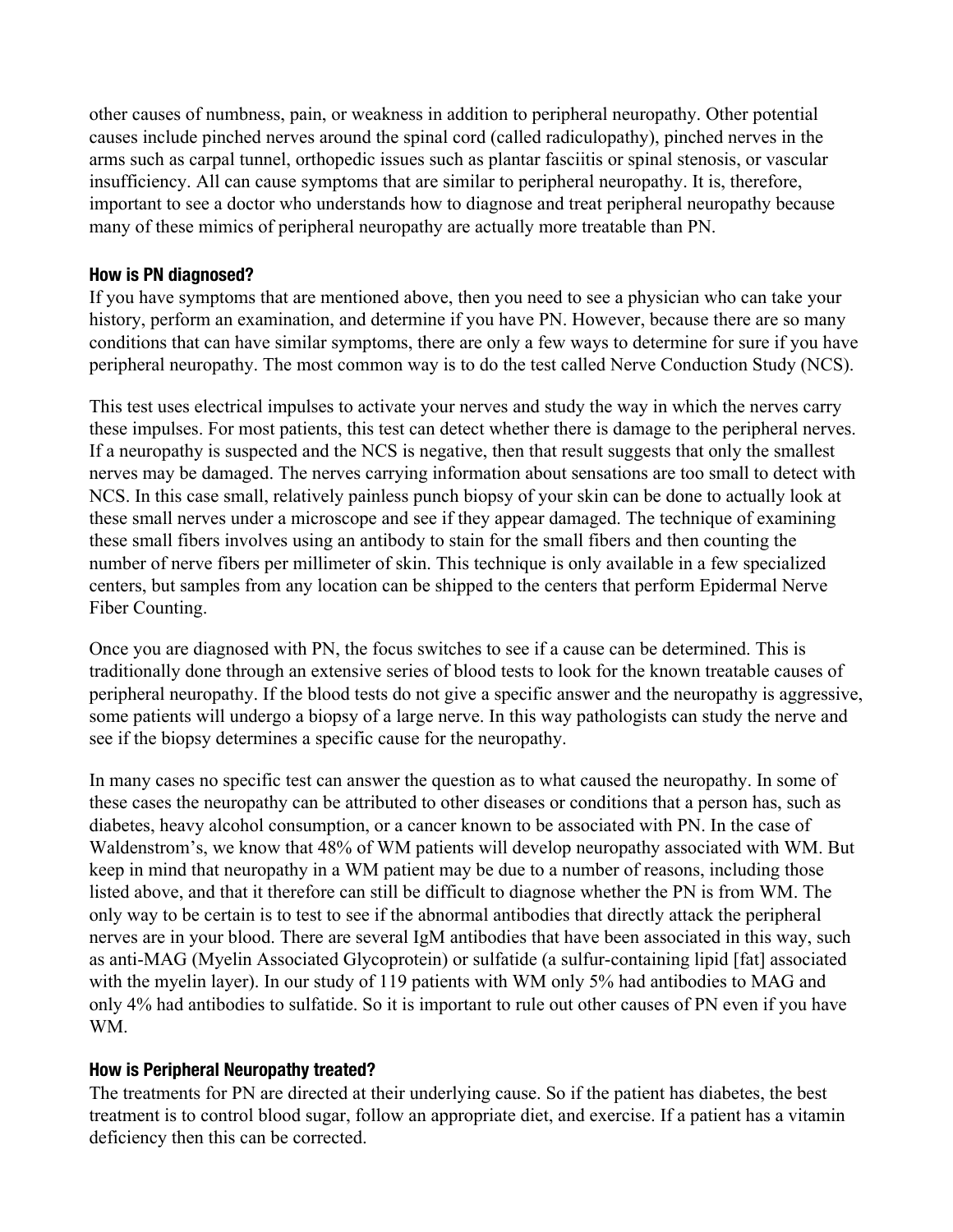other causes of numbness, pain, or weakness in addition to peripheral neuropathy. Other potential causes include pinched nerves around the spinal cord (called radiculopathy), pinched nerves in the arms such as carpal tunnel, orthopedic issues such as plantar fasciitis or spinal stenosis, or vascular insufficiency. All can cause symptoms that are similar to peripheral neuropathy. It is, therefore, important to see a doctor who understands how to diagnose and treat peripheral neuropathy because many of these mimics of peripheral neuropathy are actually more treatable than PN.

### How is PN diagnosed?

If you have symptoms that are mentioned above, then you need to see a physician who can take your history, perform an examination, and determine if you have PN. However, because there are so many conditions that can have similar symptoms, there are only a few ways to determine for sure if you have peripheral neuropathy. The most common way is to do the test called Nerve Conduction Study (NCS).

This test uses electrical impulses to activate your nerves and study the way in which the nerves carry these impulses. For most patients, this test can detect whether there is damage to the peripheral nerves. If a neuropathy is suspected and the NCS is negative, then that result suggests that only the smallest nerves may be damaged. The nerves carrying information about sensations are too small to detect with NCS. In this case small, relatively painless punch biopsy of your skin can be done to actually look at these small nerves under a microscope and see if they appear damaged. The technique of examining these small fibers involves using an antibody to stain for the small fibers and then counting the number of nerve fibers per millimeter of skin. This technique is only available in a few specialized centers, but samples from any location can be shipped to the centers that perform Epidermal Nerve Fiber Counting.

Once you are diagnosed with PN, the focus switches to see if a cause can be determined. This is traditionally done through an extensive series of blood tests to look for the known treatable causes of peripheral neuropathy. If the blood tests do not give a specific answer and the neuropathy is aggressive, some patients will undergo a biopsy of a large nerve. In this way pathologists can study the nerve and see if the biopsy determines a specific cause for the neuropathy.

In many cases no specific test can answer the question as to what caused the neuropathy. In some of these cases the neuropathy can be attributed to other diseases or conditions that a person has, such as diabetes, heavy alcohol consumption, or a cancer known to be associated with PN. In the case of Waldenstrom's, we know that 48% of WM patients will develop neuropathy associated with WM. But keep in mind that neuropathy in a WM patient may be due to a number of reasons, including those listed above, and that it therefore can still be difficult to diagnose whether the PN is from WM. The only way to be certain is to test to see if the abnormal antibodies that directly attack the peripheral nerves are in your blood. There are several IgM antibodies that have been associated in this way, such as anti-MAG (Myelin Associated Glycoprotein) or sulfatide (a sulfur-containing lipid [fat] associated with the myelin layer). In our study of 119 patients with WM only 5% had antibodies to MAG and only 4% had antibodies to sulfatide. So it is important to rule out other causes of PN even if you have WM.

### How is Peripheral Neuropathy treated?

The treatments for PN are directed at their underlying cause. So if the patient has diabetes, the best treatment is to control blood sugar, follow an appropriate diet, and exercise. If a patient has a vitamin deficiency then this can be corrected.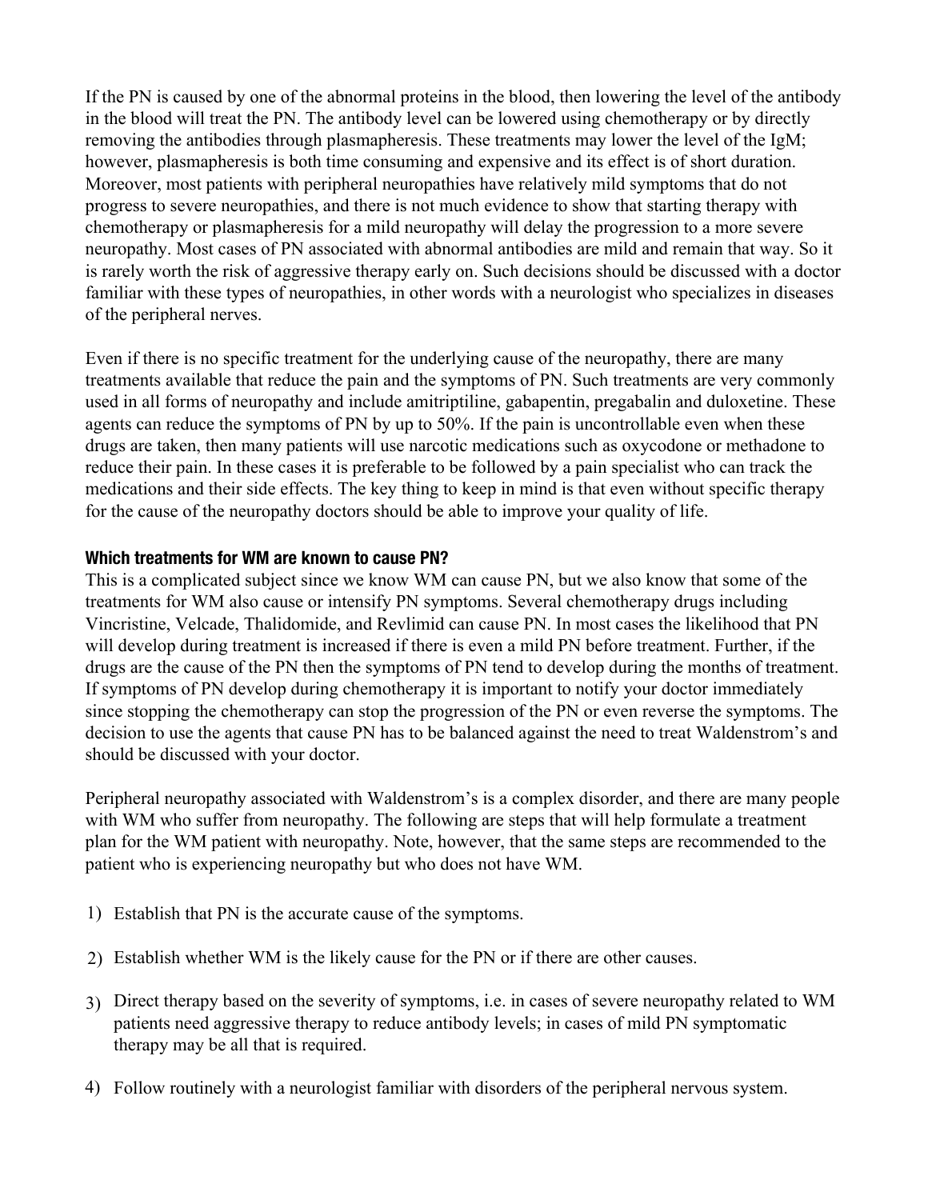If the PN is caused by one of the abnormal proteins in the blood, then lowering the level of the antibody in the blood will treat the PN. The antibody level can be lowered using chemotherapy or by directly removing the antibodies through plasmapheresis. These treatments may lower the level of the IgM; however, plasmapheresis is both time consuming and expensive and its effect is of short duration. Moreover, most patients with peripheral neuropathies have relatively mild symptoms that do not progress to severe neuropathies, and there is not much evidence to show that starting therapy with chemotherapy or plasmapheresis for a mild neuropathy will delay the progression to a more severe neuropathy. Most cases of PN associated with abnormal antibodies are mild and remain that way. So it is rarely worth the risk of aggressive therapy early on. Such decisions should be discussed with a doctor familiar with these types of neuropathies, in other words with a neurologist who specializes in diseases of the peripheral nerves.

Even if there is no specific treatment for the underlying cause of the neuropathy, there are many treatments available that reduce the pain and the symptoms of PN. Such treatments are very commonly used in all forms of neuropathy and include amitriptiline, gabapentin, pregabalin and duloxetine. These agents can reduce the symptoms of PN by up to 50%. If the pain is uncontrollable even when these drugs are taken, then many patients will use narcotic medications such as oxycodone or methadone to reduce their pain. In these cases it is preferable to be followed by a pain specialist who can track the medications and their side effects. The key thing to keep in mind is that even without specific therapy for the cause of the neuropathy doctors should be able to improve your quality of life.

### Which treatments for WM are known to cause PN?

This is a complicated subject since we know WM can cause PN, but we also know that some of the treatments for WM also cause or intensify PN symptoms. Several chemotherapy drugs including Vincristine, Velcade, Thalidomide, and Revlimid can cause PN. In most cases the likelihood that PN will develop during treatment is increased if there is even a mild PN before treatment. Further, if the drugs are the cause of the PN then the symptoms of PN tend to develop during the months of treatment. If symptoms of PN develop during chemotherapy it is important to notify your doctor immediately since stopping the chemotherapy can stop the progression of the PN or even reverse the symptoms. The decision to use the agents that cause PN has to be balanced against the need to treat Waldenstrom's and should be discussed with your doctor.

Peripheral neuropathy associated with Waldenstrom's is a complex disorder, and there are many people with WM who suffer from neuropathy. The following are steps that will help formulate a treatment plan for the WM patient with neuropathy. Note, however, that the same steps are recommended to the patient who is experiencing neuropathy but who does not have WM.

1) Establish that PN is the accurate cause of the symptoms.
2) Establish whether WM is the likely cause for the PN or if there are other causes.
3) Direct therapy based on the severity of symptoms, i.e. in cases of severe neuropathy related to WM patients need aggressive therapy to reduce antibody levels; in cases of mild PN symptomatic therapy may be all that is required.
4) Follow routinely with a neurologist familiar with disorders of the peripheral nervous system.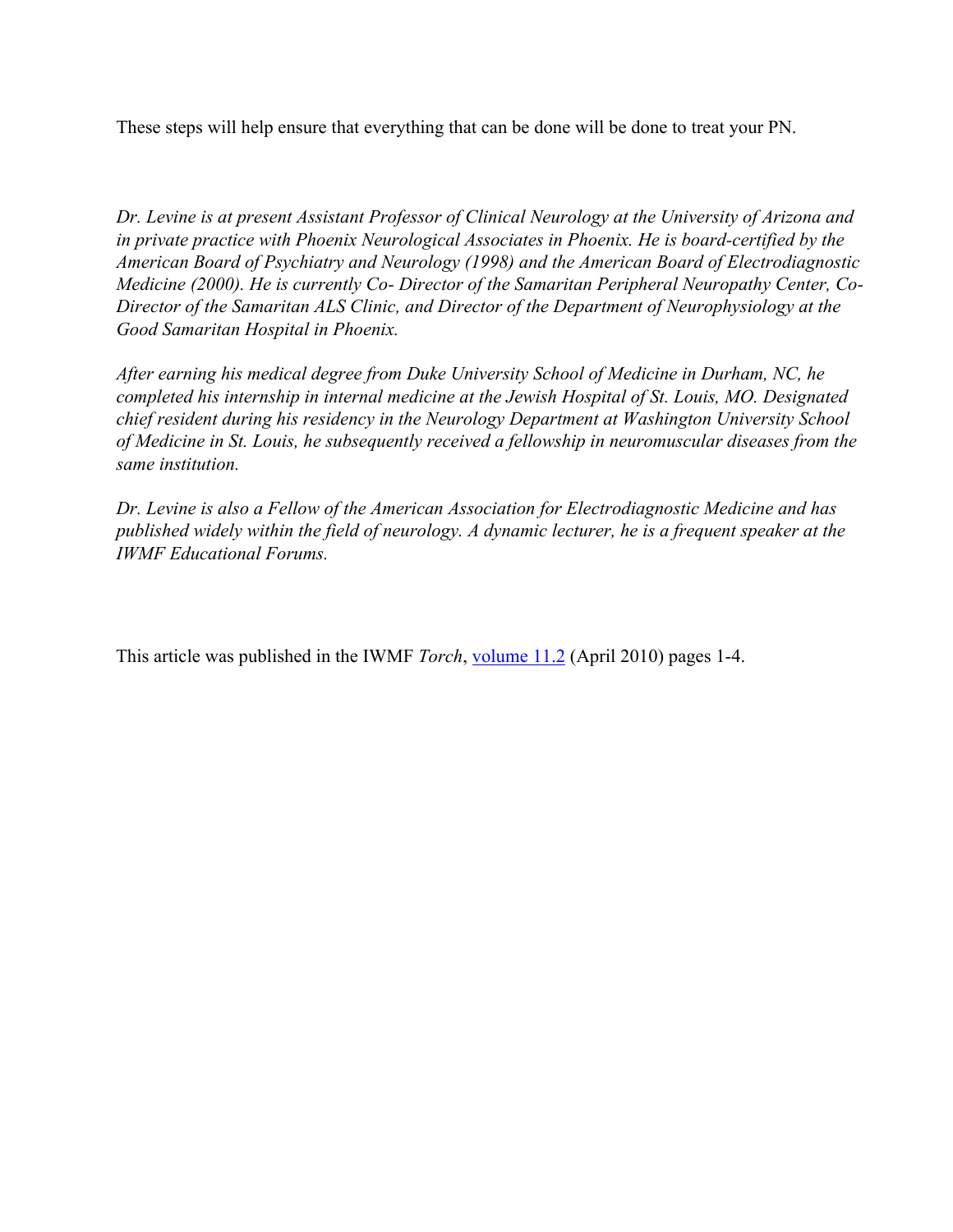These steps will help ensure that everything that can be done will be done to treat your PN.

*Dr. Levine is at present Assistant Professor of Clinical Neurology at the University of Arizona and in private practice with Phoenix Neurological Associates in Phoenix. He is board-certified by the American Board of Psychiatry and Neurology (1998) and the American Board of Electrodiagnostic Medicine (2000). He is currently Co- Director of the Samaritan Peripheral Neuropathy Center, Co-Director of the Samaritan ALS Clinic, and Director of the Department of Neurophysiology at the Good Samaritan Hospital in Phoenix.*

*After earning his medical degree from Duke University School of Medicine in Durham, NC, he completed his internship in internal medicine at the Jewish Hospital of St. Louis, MO. Designated chief resident during his residency in the Neurology Department at Washington University School of Medicine in St. Louis, he subsequently received a fellowship in neuromuscular diseases from the same institution.*

*Dr. Levine is also a Fellow of the American Association for Electrodiagnostic Medicine and has published widely within the field of neurology. A dynamic lecturer, he is a frequent speaker at the IWMF Educational Forums.*

This article was published in the IWMF *Torch*, volume 11.2 (April 2010) pages 1-4.